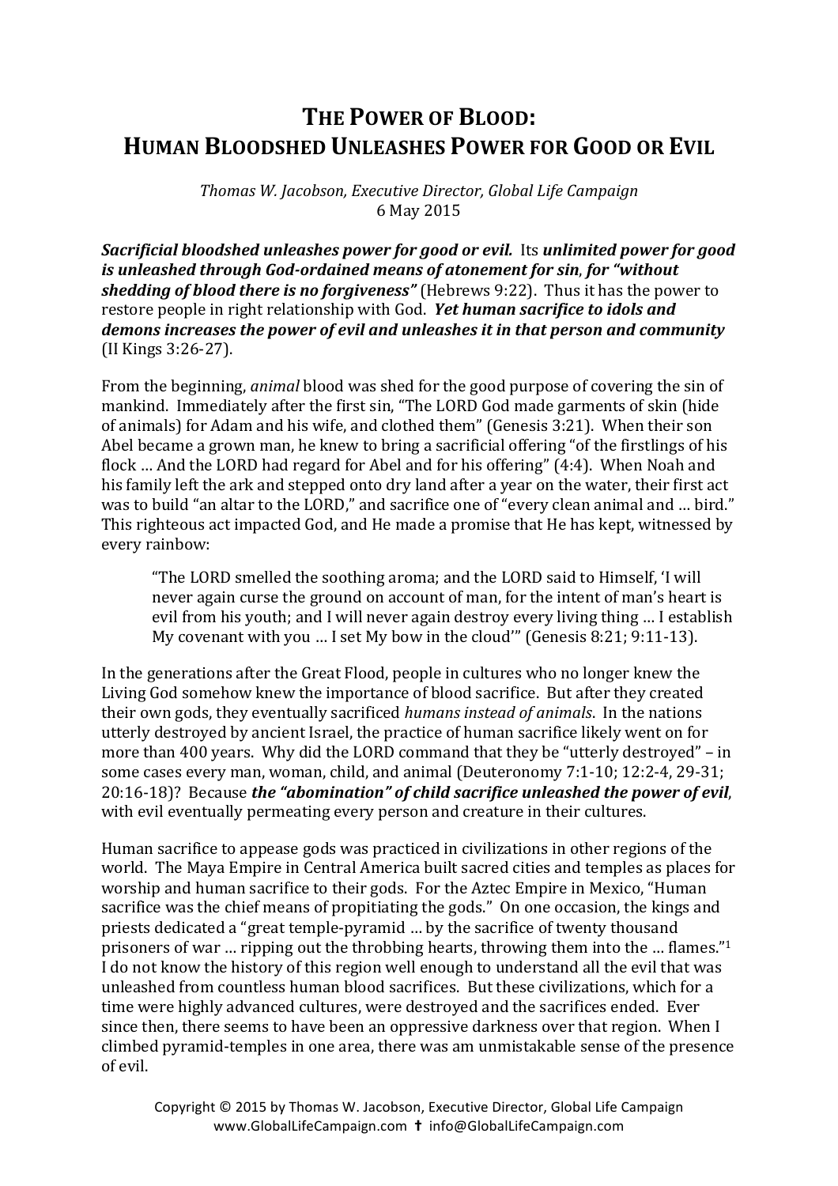# The Power of Blood: Human Bloodshed Unleashes Power for Good or Evil

*Thomas W. Jacobson, Executive Director, Global Life Campaign*
6 May 2015

***Sacrificial bloodshed unleashes power for good or evil.*** Its ***unlimited power for good is unleashed through God-ordained means of atonement for sin**, **for "without shedding of blood there is no forgiveness"*** (Hebrews 9:22). Thus it has the power to restore people in right relationship with God. ***Yet human sacrifice to idols and demons increases the power of evil and unleashes it in that person and community*** (II Kings 3:26-27).

From the beginning, *animal* blood was shed for the good purpose of covering the sin of mankind. Immediately after the first sin, "The LORD God made garments of skin (hide of animals) for Adam and his wife, and clothed them" (Genesis 3:21). When their son Abel became a grown man, he knew to bring a sacrificial offering "of the firstlings of his flock … And the LORD had regard for Abel and for his offering" (4:4). When Noah and his family left the ark and stepped onto dry land after a year on the water, their first act was to build "an altar to the LORD," and sacrifice one of "every clean animal and … bird." This righteous act impacted God, and He made a promise that He has kept, witnessed by every rainbow:

> "The LORD smelled the soothing aroma; and the LORD said to Himself, 'I will never again curse the ground on account of man, for the intent of man's heart is evil from his youth; and I will never again destroy every living thing … I establish My covenant with you … I set My bow in the cloud'" (Genesis 8:21; 9:11-13).

In the generations after the Great Flood, people in cultures who no longer knew the Living God somehow knew the importance of blood sacrifice. But after they created their own gods, they eventually sacrificed *humans instead of animals*. In the nations utterly destroyed by ancient Israel, the practice of human sacrifice likely went on for more than 400 years. Why did the LORD command that they be "utterly destroyed" – in some cases every man, woman, child, and animal (Deuteronomy 7:1-10; 12:2-4, 29-31; 20:16-18)? Because ***the "abomination" of child sacrifice unleashed the power of evil***, with evil eventually permeating every person and creature in their cultures.

Human sacrifice to appease gods was practiced in civilizations in other regions of the world. The Maya Empire in Central America built sacred cities and temples as places for worship and human sacrifice to their gods. For the Aztec Empire in Mexico, "Human sacrifice was the chief means of propitiating the gods." On one occasion, the kings and priests dedicated a "great temple-pyramid … by the sacrifice of twenty thousand prisoners of war … ripping out the throbbing hearts, throwing them into the … flames."[1] I do not know the history of this region well enough to understand all the evil that was unleashed from countless human blood sacrifices. But these civilizations, which for a time were highly advanced cultures, were destroyed and the sacrifices ended. Ever since then, there seems to have been an oppressive darkness over that region. When I climbed pyramid-temples in one area, there was am unmistakable sense of the presence of evil.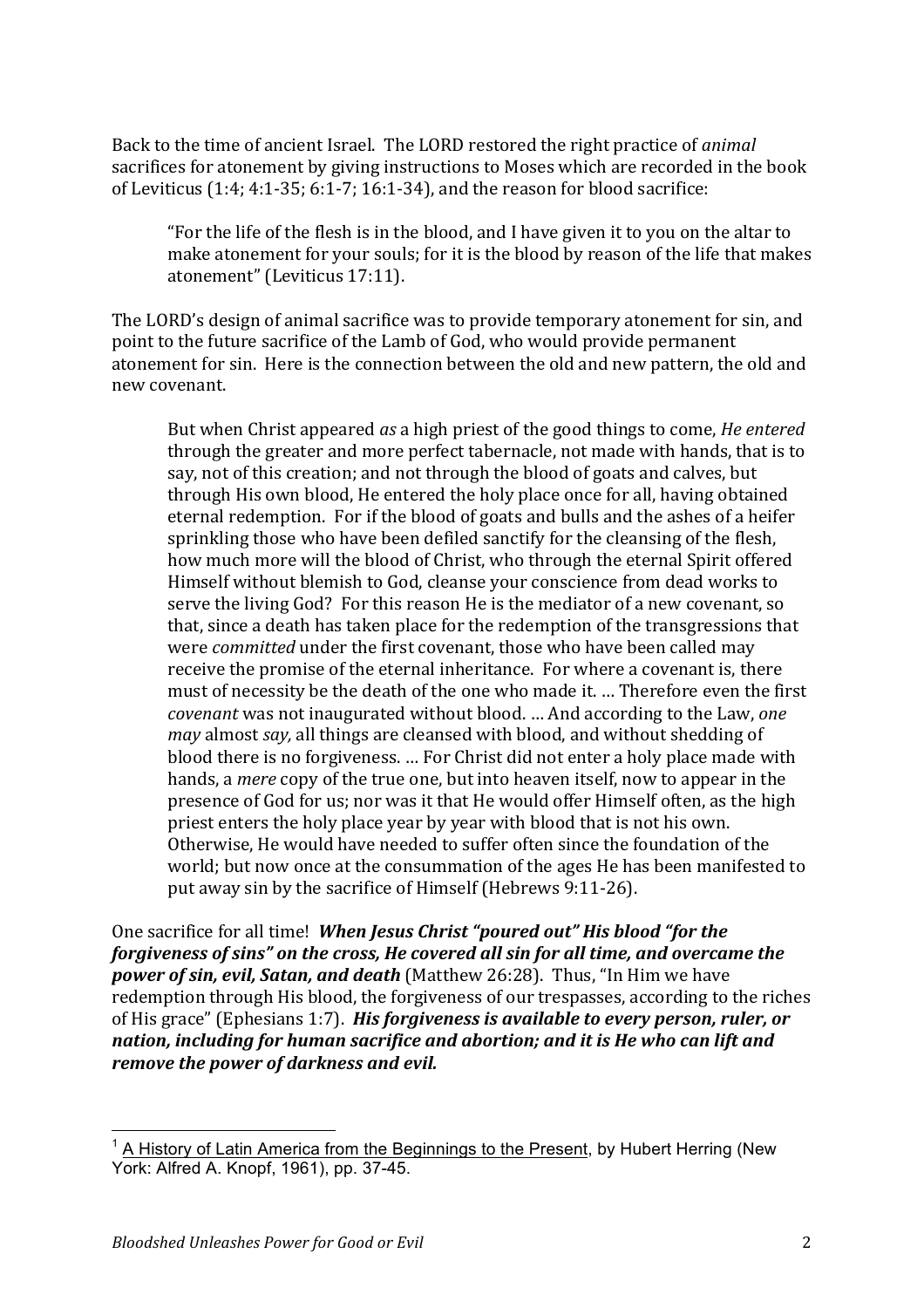Back to the time of ancient Israel. The LORD restored the right practice of *animal* sacrifices for atonement by giving instructions to Moses which are recorded in the book of Leviticus (1:4; 4:1-35; 6:1-7; 16:1-34), and the reason for blood sacrifice:

> "For the life of the flesh is in the blood, and I have given it to you on the altar to make atonement for your souls; for it is the blood by reason of the life that makes atonement" (Leviticus 17:11).

The LORD's design of animal sacrifice was to provide temporary atonement for sin, and point to the future sacrifice of the Lamb of God, who would provide permanent atonement for sin. Here is the connection between the old and new pattern, the old and new covenant.

> But when Christ appeared *as* a high priest of the good things to come, *He entered* through the greater and more perfect tabernacle, not made with hands, that is to say, not of this creation; and not through the blood of goats and calves, but through His own blood, He entered the holy place once for all, having obtained eternal redemption. For if the blood of goats and bulls and the ashes of a heifer sprinkling those who have been defiled sanctify for the cleansing of the flesh, how much more will the blood of Christ, who through the eternal Spirit offered Himself without blemish to God, cleanse your conscience from dead works to serve the living God? For this reason He is the mediator of a new covenant, so that, since a death has taken place for the redemption of the transgressions that were *committed* under the first covenant, those who have been called may receive the promise of the eternal inheritance. For where a covenant is, there must of necessity be the death of the one who made it. … Therefore even the first *covenant* was not inaugurated without blood. … And according to the Law, *one may* almost *say,* all things are cleansed with blood, and without shedding of blood there is no forgiveness. … For Christ did not enter a holy place made with hands, a *mere* copy of the true one, but into heaven itself, now to appear in the presence of God for us; nor was it that He would offer Himself often, as the high priest enters the holy place year by year with blood that is not his own. Otherwise, He would have needed to suffer often since the foundation of the world; but now once at the consummation of the ages He has been manifested to put away sin by the sacrifice of Himself (Hebrews 9:11-26).

One sacrifice for all time! ***When Jesus Christ "poured out" His blood "for the forgiveness of sins" on the cross, He covered all sin for all time, and overcame the power of sin, evil, Satan, and death*** (Matthew 26:28). Thus, "In Him we have redemption through His blood, the forgiveness of our trespasses, according to the riches of His grace" (Ephesians 1:7). ***His forgiveness is available to every person, ruler, or nation, including for human sacrifice and abortion; and it is He who can lift and remove the power of darkness and evil.***

---

[1] A History of Latin America from the Beginnings to the Present, by Hubert Herring (New York: Alfred A. Knopf, 1961), pp. 37-45.